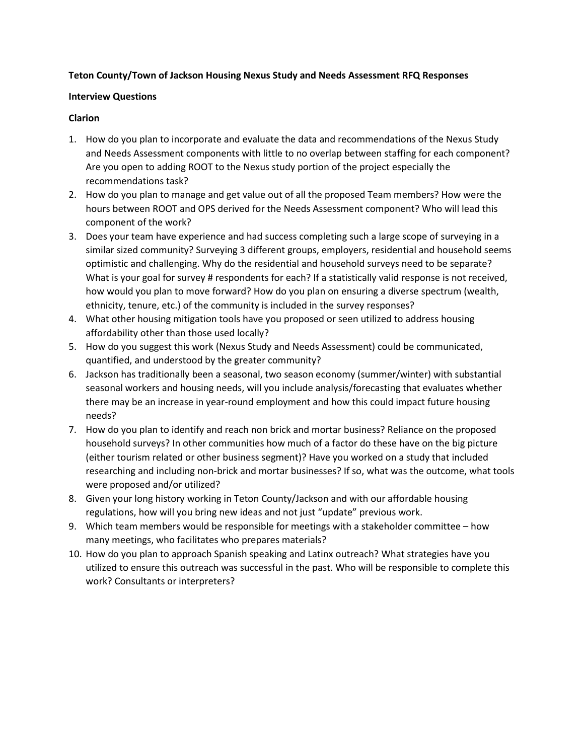**Teton County/Town of Jackson Housing Nexus Study and Needs Assessment RFQ Responses**

**Interview Questions**

**Clarion**

1. How do you plan to incorporate and evaluate the data and recommendations of the Nexus Study and Needs Assessment components with little to no overlap between staffing for each component? Are you open to adding ROOT to the Nexus study portion of the project especially the recommendations task?
2. How do you plan to manage and get value out of all the proposed Team members? How were the hours between ROOT and OPS derived for the Needs Assessment component? Who will lead this component of the work?
3. Does your team have experience and had success completing such a large scope of surveying in a similar sized community? Surveying 3 different groups, employers, residential and household seems optimistic and challenging. Why do the residential and household surveys need to be separate? What is your goal for survey # respondents for each? If a statistically valid response is not received, how would you plan to move forward? How do you plan on ensuring a diverse spectrum (wealth, ethnicity, tenure, etc.) of the community is included in the survey responses?
4. What other housing mitigation tools have you proposed or seen utilized to address housing affordability other than those used locally?
5. How do you suggest this work (Nexus Study and Needs Assessment) could be communicated, quantified, and understood by the greater community?
6. Jackson has traditionally been a seasonal, two season economy (summer/winter) with substantial seasonal workers and housing needs, will you include analysis/forecasting that evaluates whether there may be an increase in year-round employment and how this could impact future housing needs?
7. How do you plan to identify and reach non brick and mortar business? Reliance on the proposed household surveys? In other communities how much of a factor do these have on the big picture (either tourism related or other business segment)? Have you worked on a study that included researching and including non-brick and mortar businesses? If so, what was the outcome, what tools were proposed and/or utilized?
8. Given your long history working in Teton County/Jackson and with our affordable housing regulations, how will you bring new ideas and not just "update" previous work.
9. Which team members would be responsible for meetings with a stakeholder committee – how many meetings, who facilitates who prepares materials?
10. How do you plan to approach Spanish speaking and Latinx outreach? What strategies have you utilized to ensure this outreach was successful in the past. Who will be responsible to complete this work? Consultants or interpreters?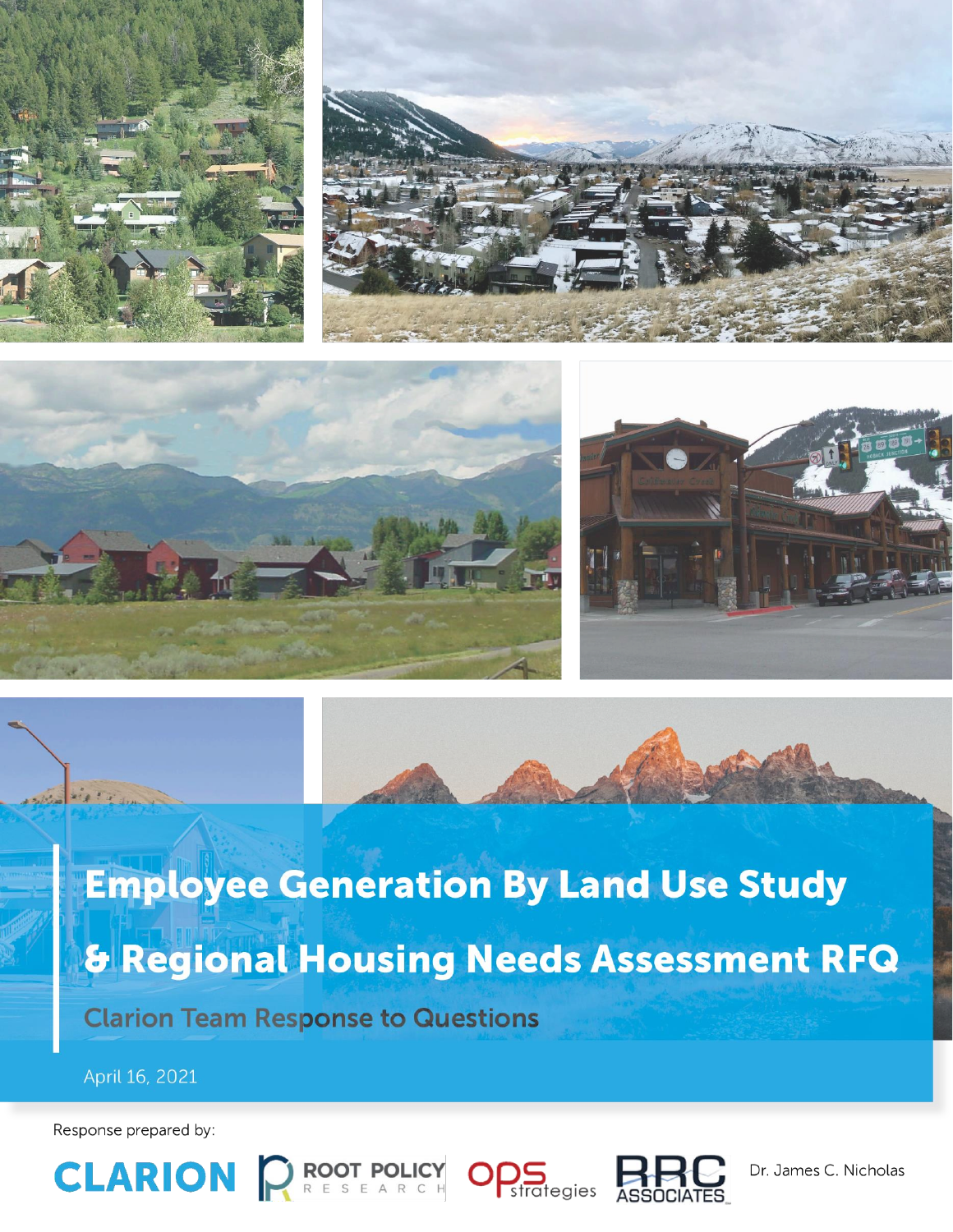# Employee Generation By Land Use Study

# & Regional Housing Needs Assessment RFQ

## Clarion Team Response to Questions

April 16, 2021

Response prepared by:

CLARION | ROOT POLICY RESEARCH | OPS strategies | RRC ASSOCIATES | Dr. James C. Nicholas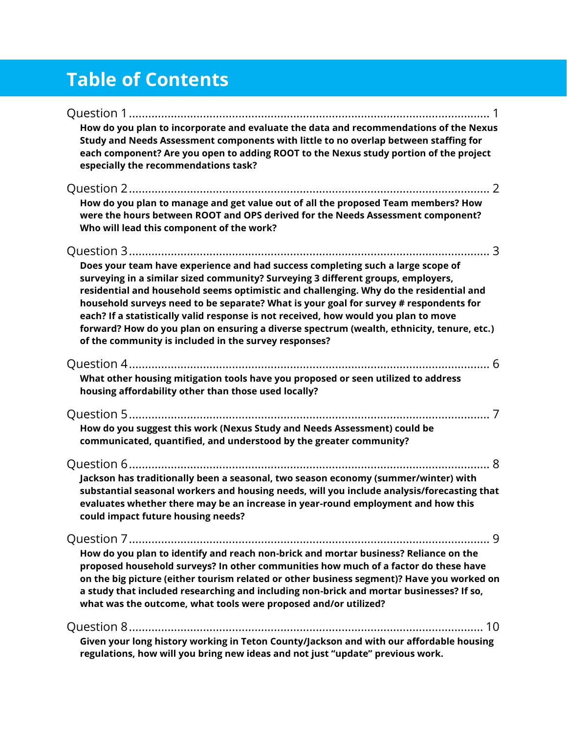# Table of Contents

Question 1 ............................................................................................................. 1

**How do you plan to incorporate and evaluate the data and recommendations of the Nexus Study and Needs Assessment components with little to no overlap between staffing for each component? Are you open to adding ROOT to the Nexus study portion of the project especially the recommendations task?**

Question 2 ............................................................................................................. 2

**How do you plan to manage and get value out of all the proposed Team members? How were the hours between ROOT and OPS derived for the Needs Assessment component? Who will lead this component of the work?**

Question 3 ............................................................................................................. 3

**Does your team have experience and had success completing such a large scope of surveying in a similar sized community? Surveying 3 different groups, employers, residential and household seems optimistic and challenging. Why do the residential and household surveys need to be separate? What is your goal for survey # respondents for each? If a statistically valid response is not received, how would you plan to move forward? How do you plan on ensuring a diverse spectrum (wealth, ethnicity, tenure, etc.) of the community is included in the survey responses?**

Question 4 ............................................................................................................. 6

**What other housing mitigation tools have you proposed or seen utilized to address housing affordability other than those used locally?**

Question 5 ............................................................................................................. 7

**How do you suggest this work (Nexus Study and Needs Assessment) could be communicated, quantified, and understood by the greater community?**

Question 6 ............................................................................................................. 8

**Jackson has traditionally been a seasonal, two season economy (summer/winter) with substantial seasonal workers and housing needs, will you include analysis/forecasting that evaluates whether there may be an increase in year-round employment and how this could impact future housing needs?**

Question 7 ............................................................................................................. 9

**How do you plan to identify and reach non-brick and mortar business? Reliance on the proposed household surveys? In other communities how much of a factor do these have on the big picture (either tourism related or other business segment)? Have you worked on a study that included researching and including non-brick and mortar businesses? If so, what was the outcome, what tools were proposed and/or utilized?**

Question 8 ............................................................................................................. 10

**Given your long history working in Teton County/Jackson and with our affordable housing regulations, how will you bring new ideas and not just "update" previous work.**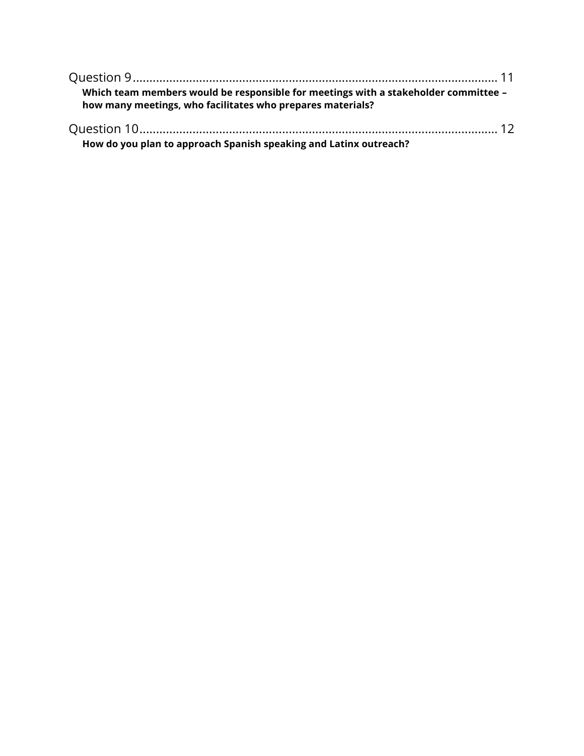Question 9 ........................................................................................................ 11

**Which team members would be responsible for meetings with a stakeholder committee – how many meetings, who facilitates who prepares materials?**

Question 10 ...................................................................................................... 12

**How do you plan to approach Spanish speaking and Latinx outreach?**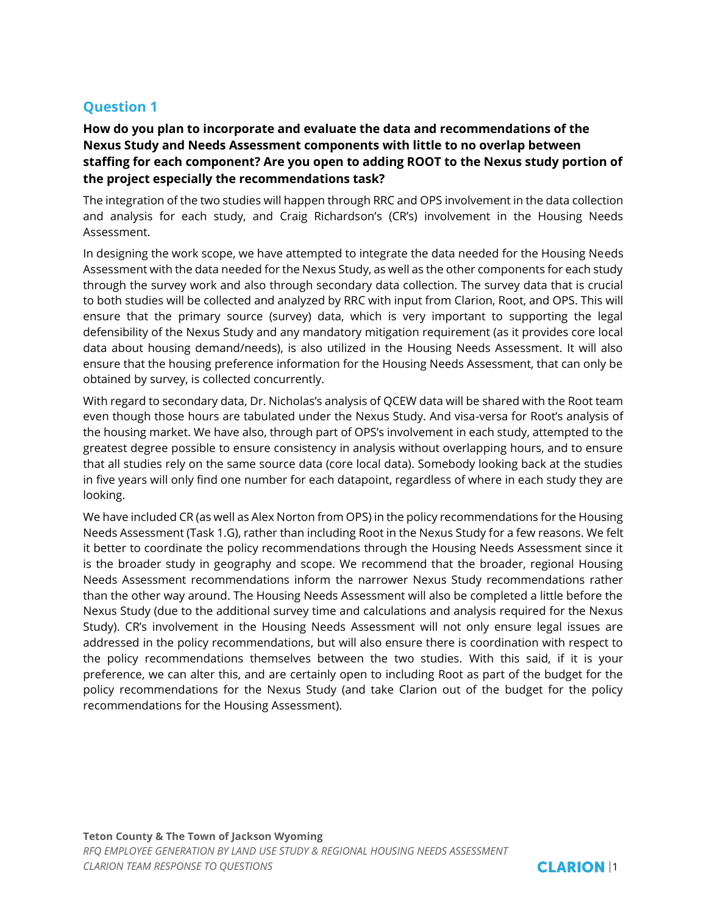## Question 1

**How do you plan to incorporate and evaluate the data and recommendations of the Nexus Study and Needs Assessment components with little to no overlap between staffing for each component? Are you open to adding ROOT to the Nexus study portion of the project especially the recommendations task?**

The integration of the two studies will happen through RRC and OPS involvement in the data collection and analysis for each study, and Craig Richardson's (CR's) involvement in the Housing Needs Assessment.

In designing the work scope, we have attempted to integrate the data needed for the Housing Needs Assessment with the data needed for the Nexus Study, as well as the other components for each study through the survey work and also through secondary data collection. The survey data that is crucial to both studies will be collected and analyzed by RRC with input from Clarion, Root, and OPS. This will ensure that the primary source (survey) data, which is very important to supporting the legal defensibility of the Nexus Study and any mandatory mitigation requirement (as it provides core local data about housing demand/needs), is also utilized in the Housing Needs Assessment. It will also ensure that the housing preference information for the Housing Needs Assessment, that can only be obtained by survey, is collected concurrently.

With regard to secondary data, Dr. Nicholas's analysis of QCEW data will be shared with the Root team even though those hours are tabulated under the Nexus Study. And visa-versa for Root's analysis of the housing market. We have also, through part of OPS's involvement in each study, attempted to the greatest degree possible to ensure consistency in analysis without overlapping hours, and to ensure that all studies rely on the same source data (core local data). Somebody looking back at the studies in five years will only find one number for each datapoint, regardless of where in each study they are looking.

We have included CR (as well as Alex Norton from OPS) in the policy recommendations for the Housing Needs Assessment (Task 1.G), rather than including Root in the Nexus Study for a few reasons. We felt it better to coordinate the policy recommendations through the Housing Needs Assessment since it is the broader study in geography and scope. We recommend that the broader, regional Housing Needs Assessment recommendations inform the narrower Nexus Study recommendations rather than the other way around. The Housing Needs Assessment will also be completed a little before the Nexus Study (due to the additional survey time and calculations and analysis required for the Nexus Study). CR's involvement in the Housing Needs Assessment will not only ensure legal issues are addressed in the policy recommendations, but will also ensure there is coordination with respect to the policy recommendations themselves between the two studies. With this said, if it is your preference, we can alter this, and are certainly open to including Root as part of the budget for the policy recommendations for the Nexus Study (and take Clarion out of the budget for the policy recommendations for the Housing Assessment).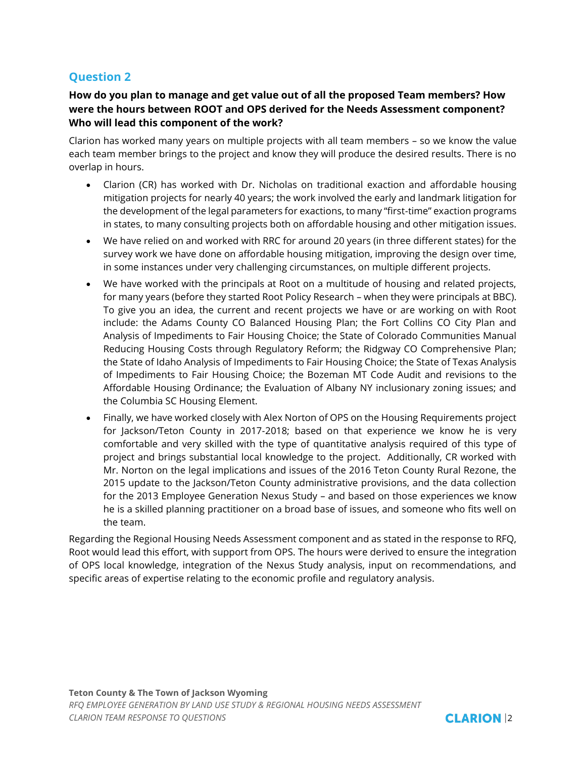## Question 2

**How do you plan to manage and get value out of all the proposed Team members? How were the hours between ROOT and OPS derived for the Needs Assessment component? Who will lead this component of the work?**

Clarion has worked many years on multiple projects with all team members – so we know the value each team member brings to the project and know they will produce the desired results. There is no overlap in hours.

- Clarion (CR) has worked with Dr. Nicholas on traditional exaction and affordable housing mitigation projects for nearly 40 years; the work involved the early and landmark litigation for the development of the legal parameters for exactions, to many "first-time" exaction programs in states, to many consulting projects both on affordable housing and other mitigation issues.
- We have relied on and worked with RRC for around 20 years (in three different states) for the survey work we have done on affordable housing mitigation, improving the design over time, in some instances under very challenging circumstances, on multiple different projects.
- We have worked with the principals at Root on a multitude of housing and related projects, for many years (before they started Root Policy Research – when they were principals at BBC). To give you an idea, the current and recent projects we have or are working on with Root include: the Adams County CO Balanced Housing Plan; the Fort Collins CO City Plan and Analysis of Impediments to Fair Housing Choice; the State of Colorado Communities Manual Reducing Housing Costs through Regulatory Reform; the Ridgway CO Comprehensive Plan; the State of Idaho Analysis of Impediments to Fair Housing Choice; the State of Texas Analysis of Impediments to Fair Housing Choice; the Bozeman MT Code Audit and revisions to the Affordable Housing Ordinance; the Evaluation of Albany NY inclusionary zoning issues; and the Columbia SC Housing Element.
- Finally, we have worked closely with Alex Norton of OPS on the Housing Requirements project for Jackson/Teton County in 2017-2018; based on that experience we know he is very comfortable and very skilled with the type of quantitative analysis required of this type of project and brings substantial local knowledge to the project. Additionally, CR worked with Mr. Norton on the legal implications and issues of the 2016 Teton County Rural Rezone, the 2015 update to the Jackson/Teton County administrative provisions, and the data collection for the 2013 Employee Generation Nexus Study – and based on those experiences we know he is a skilled planning practitioner on a broad base of issues, and someone who fits well on the team.

Regarding the Regional Housing Needs Assessment component and as stated in the response to RFQ, Root would lead this effort, with support from OPS. The hours were derived to ensure the integration of OPS local knowledge, integration of the Nexus Study analysis, input on recommendations, and specific areas of expertise relating to the economic profile and regulatory analysis.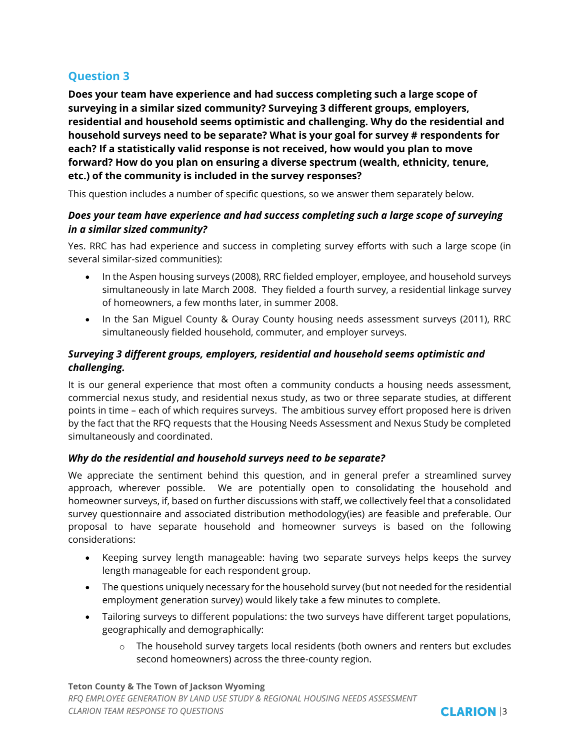## Question 3

**Does your team have experience and had success completing such a large scope of surveying in a similar sized community? Surveying 3 different groups, employers, residential and household seems optimistic and challenging. Why do the residential and household surveys need to be separate? What is your goal for survey # respondents for each? If a statistically valid response is not received, how would you plan to move forward? How do you plan on ensuring a diverse spectrum (wealth, ethnicity, tenure, etc.) of the community is included in the survey responses?**

This question includes a number of specific questions, so we answer them separately below.

### *Does your team have experience and had success completing such a large scope of surveying in a similar sized community?*

Yes. RRC has had experience and success in completing survey efforts with such a large scope (in several similar-sized communities):

- In the Aspen housing surveys (2008), RRC fielded employer, employee, and household surveys simultaneously in late March 2008. They fielded a fourth survey, a residential linkage survey of homeowners, a few months later, in summer 2008.
- In the San Miguel County & Ouray County housing needs assessment surveys (2011), RRC simultaneously fielded household, commuter, and employer surveys.

### *Surveying 3 different groups, employers, residential and household seems optimistic and challenging.*

It is our general experience that most often a community conducts a housing needs assessment, commercial nexus study, and residential nexus study, as two or three separate studies, at different points in time – each of which requires surveys. The ambitious survey effort proposed here is driven by the fact that the RFQ requests that the Housing Needs Assessment and Nexus Study be completed simultaneously and coordinated.

### *Why do the residential and household surveys need to be separate?*

We appreciate the sentiment behind this question, and in general prefer a streamlined survey approach, wherever possible. We are potentially open to consolidating the household and homeowner surveys, if, based on further discussions with staff, we collectively feel that a consolidated survey questionnaire and associated distribution methodology(ies) are feasible and preferable. Our proposal to have separate household and homeowner surveys is based on the following considerations:

- Keeping survey length manageable: having two separate surveys helps keeps the survey length manageable for each respondent group.
- The questions uniquely necessary for the household survey (but not needed for the residential employment generation survey) would likely take a few minutes to complete.
- Tailoring surveys to different populations: the two surveys have different target populations, geographically and demographically:
  - The household survey targets local residents (both owners and renters but excludes second homeowners) across the three-county region.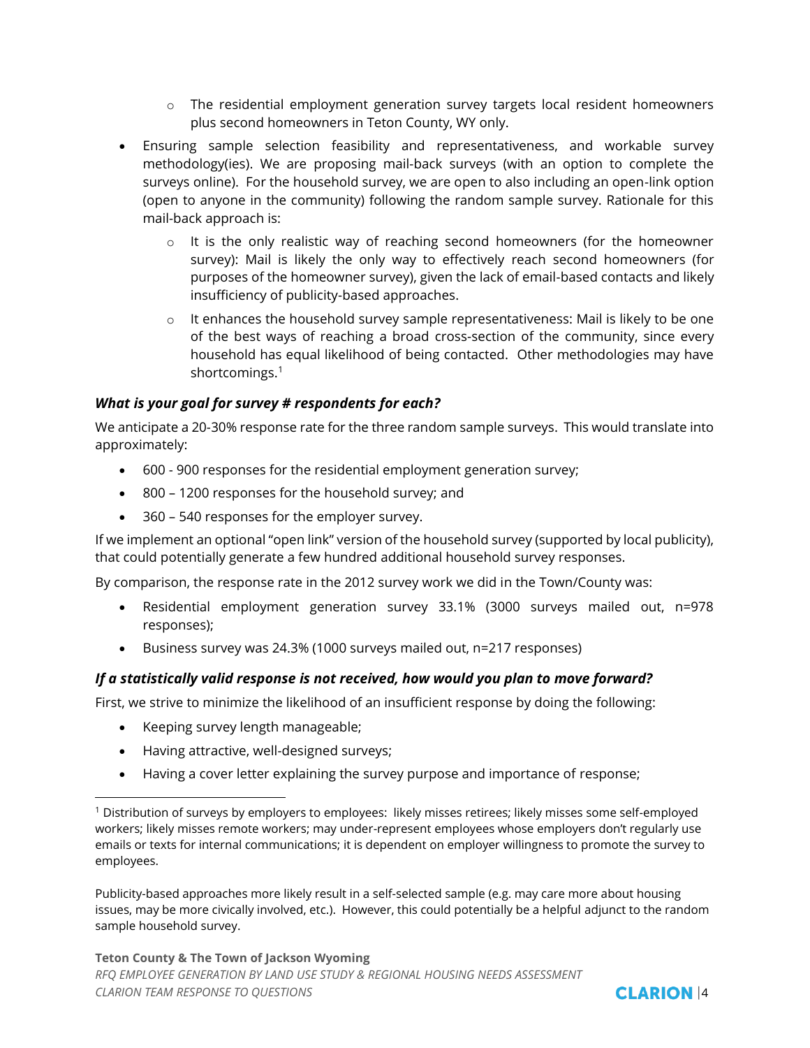- The residential employment generation survey targets local resident homeowners plus second homeowners in Teton County, WY only.
- Ensuring sample selection feasibility and representativeness, and workable survey methodology(ies). We are proposing mail-back surveys (with an option to complete the surveys online). For the household survey, we are open to also including an open-link option (open to anyone in the community) following the random sample survey. Rationale for this mail-back approach is:
  - It is the only realistic way of reaching second homeowners (for the homeowner survey): Mail is likely the only way to effectively reach second homeowners (for purposes of the homeowner survey), given the lack of email-based contacts and likely insufficiency of publicity-based approaches.
  - It enhances the household survey sample representativeness: Mail is likely to be one of the best ways of reaching a broad cross-section of the community, since every household has equal likelihood of being contacted. Other methodologies may have shortcomings.[1]

### *What is your goal for survey # respondents for each?*

We anticipate a 20-30% response rate for the three random sample surveys. This would translate into approximately:

- 600 - 900 responses for the residential employment generation survey;
- 800 – 1200 responses for the household survey; and
- 360 – 540 responses for the employer survey.

If we implement an optional "open link" version of the household survey (supported by local publicity), that could potentially generate a few hundred additional household survey responses.

By comparison, the response rate in the 2012 survey work we did in the Town/County was:

- Residential employment generation survey 33.1% (3000 surveys mailed out, n=978 responses);
- Business survey was 24.3% (1000 surveys mailed out, n=217 responses)

### *If a statistically valid response is not received, how would you plan to move forward?*

First, we strive to minimize the likelihood of an insufficient response by doing the following:

- Keeping survey length manageable;
- Having attractive, well-designed surveys;
- Having a cover letter explaining the survey purpose and importance of response;

---

[1] Distribution of surveys by employers to employees: likely misses retirees; likely misses some self-employed workers; likely misses remote workers; may under-represent employees whose employers don't regularly use emails or texts for internal communications; it is dependent on employer willingness to promote the survey to employees.

Publicity-based approaches more likely result in a self-selected sample (e.g. may care more about housing issues, may be more civically involved, etc.). However, this could potentially be a helpful adjunct to the random sample household survey.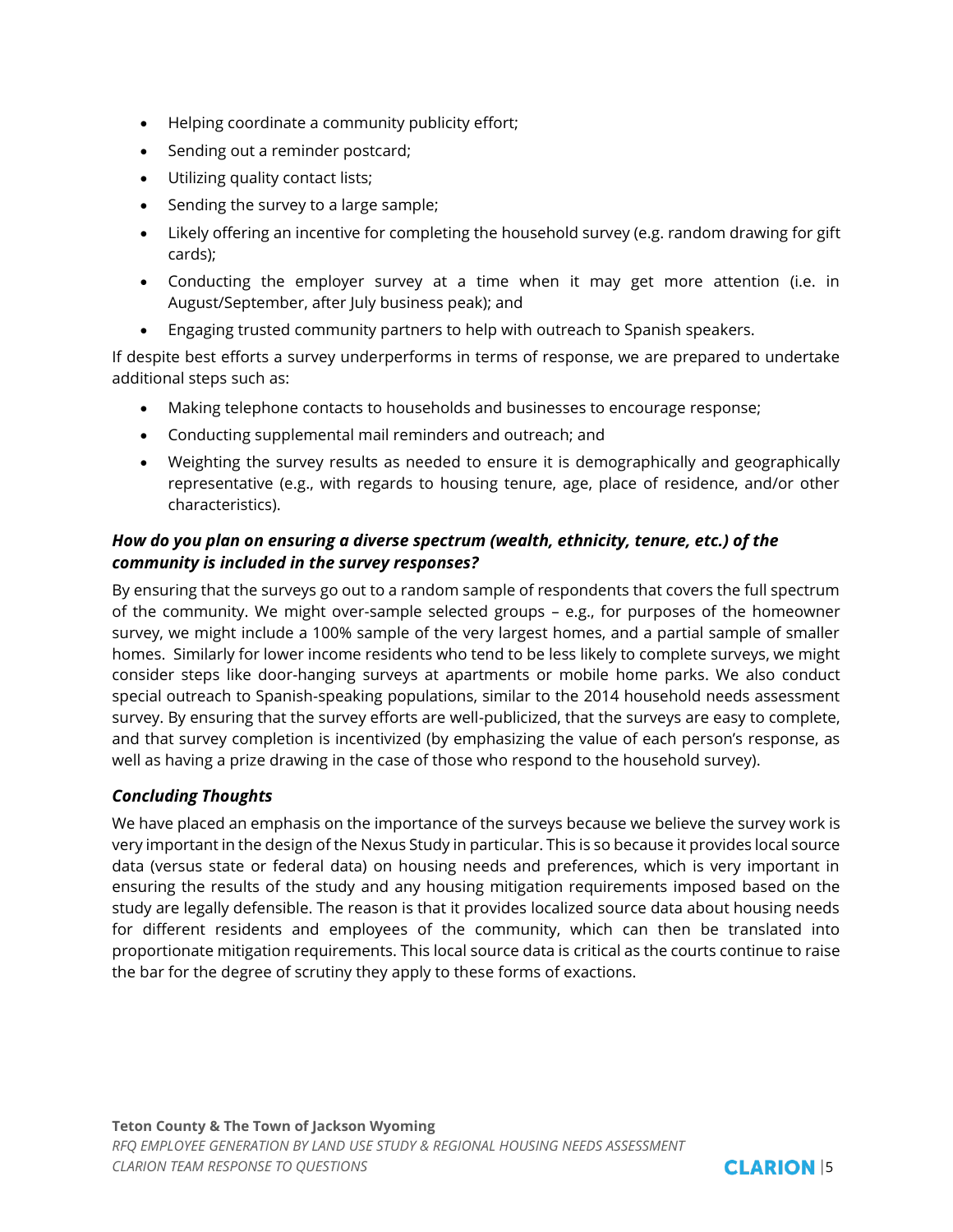- Helping coordinate a community publicity effort;
- Sending out a reminder postcard;
- Utilizing quality contact lists;
- Sending the survey to a large sample;
- Likely offering an incentive for completing the household survey (e.g. random drawing for gift cards);
- Conducting the employer survey at a time when it may get more attention (i.e. in August/September, after July business peak); and
- Engaging trusted community partners to help with outreach to Spanish speakers.

If despite best efforts a survey underperforms in terms of response, we are prepared to undertake additional steps such as:

- Making telephone contacts to households and businesses to encourage response;
- Conducting supplemental mail reminders and outreach; and
- Weighting the survey results as needed to ensure it is demographically and geographically representative (e.g., with regards to housing tenure, age, place of residence, and/or other characteristics).

### *How do you plan on ensuring a diverse spectrum (wealth, ethnicity, tenure, etc.) of the community is included in the survey responses?*

By ensuring that the surveys go out to a random sample of respondents that covers the full spectrum of the community. We might over-sample selected groups – e.g., for purposes of the homeowner survey, we might include a 100% sample of the very largest homes, and a partial sample of smaller homes. Similarly for lower income residents who tend to be less likely to complete surveys, we might consider steps like door-hanging surveys at apartments or mobile home parks. We also conduct special outreach to Spanish-speaking populations, similar to the 2014 household needs assessment survey. By ensuring that the survey efforts are well-publicized, that the surveys are easy to complete, and that survey completion is incentivized (by emphasizing the value of each person's response, as well as having a prize drawing in the case of those who respond to the household survey).

### *Concluding Thoughts*

We have placed an emphasis on the importance of the surveys because we believe the survey work is very important in the design of the Nexus Study in particular. This is so because it provides local source data (versus state or federal data) on housing needs and preferences, which is very important in ensuring the results of the study and any housing mitigation requirements imposed based on the study are legally defensible. The reason is that it provides localized source data about housing needs for different residents and employees of the community, which can then be translated into proportionate mitigation requirements. This local source data is critical as the courts continue to raise the bar for the degree of scrutiny they apply to these forms of exactions.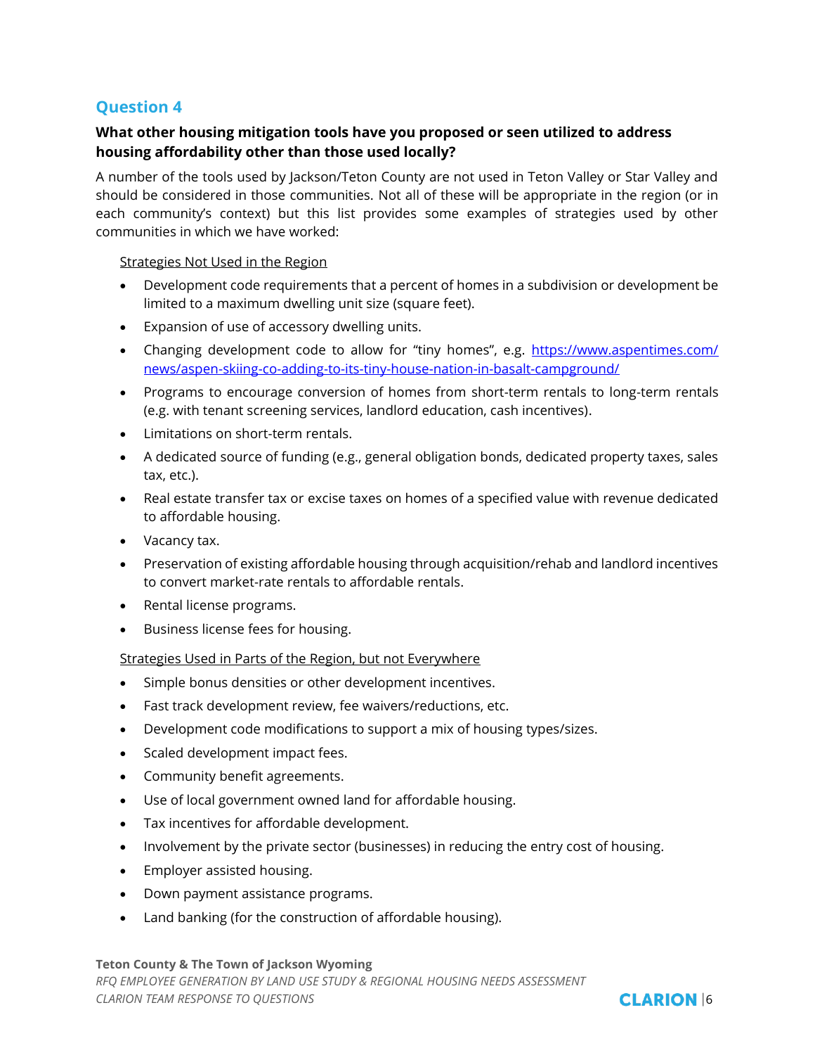## Question 4

**What other housing mitigation tools have you proposed or seen utilized to address housing affordability other than those used locally?**

A number of the tools used by Jackson/Teton County are not used in Teton Valley or Star Valley and should be considered in those communities. Not all of these will be appropriate in the region (or in each community's context) but this list provides some examples of strategies used by other communities in which we have worked:

Strategies Not Used in the Region

- Development code requirements that a percent of homes in a subdivision or development be limited to a maximum dwelling unit size (square feet).
- Expansion of use of accessory dwelling units.
- Changing development code to allow for "tiny homes", e.g. [https://www.aspentimes.com/news/aspen-skiing-co-adding-to-its-tiny-house-nation-in-basalt-campground/](https://www.aspentimes.com/news/aspen-skiing-co-adding-to-its-tiny-house-nation-in-basalt-campground/)
- Programs to encourage conversion of homes from short-term rentals to long-term rentals (e.g. with tenant screening services, landlord education, cash incentives).
- Limitations on short-term rentals.
- A dedicated source of funding (e.g., general obligation bonds, dedicated property taxes, sales tax, etc.).
- Real estate transfer tax or excise taxes on homes of a specified value with revenue dedicated to affordable housing.
- Vacancy tax.
- Preservation of existing affordable housing through acquisition/rehab and landlord incentives to convert market-rate rentals to affordable rentals.
- Rental license programs.
- Business license fees for housing.

Strategies Used in Parts of the Region, but not Everywhere

- Simple bonus densities or other development incentives.
- Fast track development review, fee waivers/reductions, etc.
- Development code modifications to support a mix of housing types/sizes.
- Scaled development impact fees.
- Community benefit agreements.
- Use of local government owned land for affordable housing.
- Tax incentives for affordable development.
- Involvement by the private sector (businesses) in reducing the entry cost of housing.
- Employer assisted housing.
- Down payment assistance programs.
- Land banking (for the construction of affordable housing).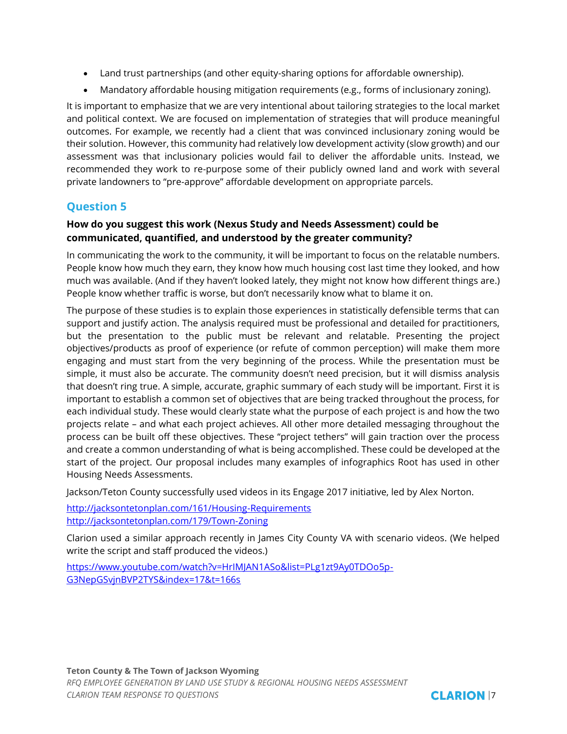- Land trust partnerships (and other equity-sharing options for affordable ownership).
- Mandatory affordable housing mitigation requirements (e.g., forms of inclusionary zoning).

It is important to emphasize that we are very intentional about tailoring strategies to the local market and political context. We are focused on implementation of strategies that will produce meaningful outcomes. For example, we recently had a client that was convinced inclusionary zoning would be their solution. However, this community had relatively low development activity (slow growth) and our assessment was that inclusionary policies would fail to deliver the affordable units. Instead, we recommended they work to re-purpose some of their publicly owned land and work with several private landowners to "pre-approve" affordable development on appropriate parcels.

## Question 5

**How do you suggest this work (Nexus Study and Needs Assessment) could be communicated, quantified, and understood by the greater community?**

In communicating the work to the community, it will be important to focus on the relatable numbers. People know how much they earn, they know how much housing cost last time they looked, and how much was available. (And if they haven't looked lately, they might not know how different things are.) People know whether traffic is worse, but don't necessarily know what to blame it on.

The purpose of these studies is to explain those experiences in statistically defensible terms that can support and justify action. The analysis required must be professional and detailed for practitioners, but the presentation to the public must be relevant and relatable. Presenting the project objectives/products as proof of experience (or refute of common perception) will make them more engaging and must start from the very beginning of the process. While the presentation must be simple, it must also be accurate. The community doesn't need precision, but it will dismiss analysis that doesn't ring true. A simple, accurate, graphic summary of each study will be important. First it is important to establish a common set of objectives that are being tracked throughout the process, for each individual study. These would clearly state what the purpose of each project is and how the two projects relate – and what each project achieves. All other more detailed messaging throughout the process can be built off these objectives. These "project tethers" will gain traction over the process and create a common understanding of what is being accomplished. These could be developed at the start of the project. Our proposal includes many examples of infographics Root has used in other Housing Needs Assessments.

Jackson/Teton County successfully used videos in its Engage 2017 initiative, led by Alex Norton.

http://jacksontetonplan.com/161/Housing-Requirements
http://jacksontetonplan.com/179/Town-Zoning

Clarion used a similar approach recently in James City County VA with scenario videos. (We helped write the script and staff produced the videos.)

https://www.youtube.com/watch?v=HrIMJAN1ASo&list=PLg1zt9Ay0TDOo5p-G3NepGSvjnBVP2TYS&index=17&t=166s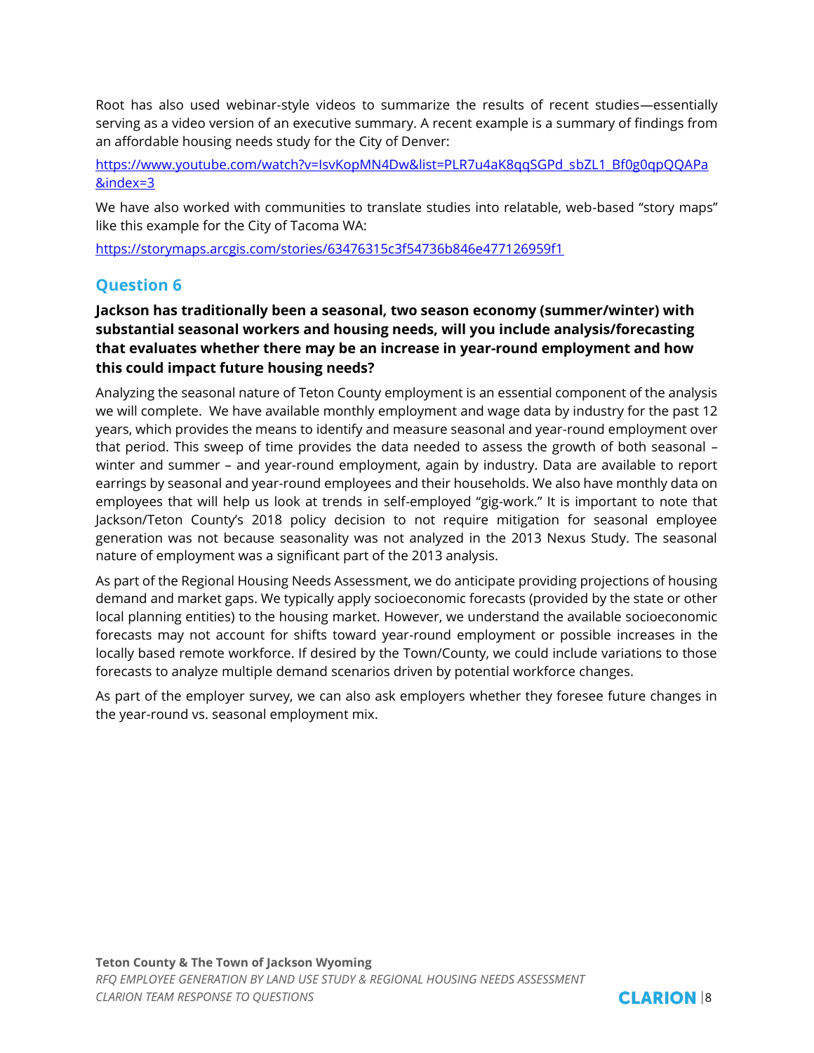Root has also used webinar-style videos to summarize the results of recent studies—essentially serving as a video version of an executive summary. A recent example is a summary of findings from an affordable housing needs study for the City of Denver:

https://www.youtube.com/watch?v=IsvKopMN4Dw&list=PLR7u4aK8qqSGPd_sbZL1_Bf0g0qpQQAPa&index=3

We have also worked with communities to translate studies into relatable, web-based "story maps" like this example for the City of Tacoma WA:

https://storymaps.arcgis.com/stories/63476315c3f54736b846e477126959f1

## Question 6

**Jackson has traditionally been a seasonal, two season economy (summer/winter) with substantial seasonal workers and housing needs, will you include analysis/forecasting that evaluates whether there may be an increase in year-round employment and how this could impact future housing needs?**

Analyzing the seasonal nature of Teton County employment is an essential component of the analysis we will complete. We have available monthly employment and wage data by industry for the past 12 years, which provides the means to identify and measure seasonal and year-round employment over that period. This sweep of time provides the data needed to assess the growth of both seasonal – winter and summer – and year-round employment, again by industry. Data are available to report earnings by seasonal and year-round employees and their households. We also have monthly data on employees that will help us look at trends in self-employed "gig-work." It is important to note that Jackson/Teton County's 2018 policy decision to not require mitigation for seasonal employee generation was not because seasonality was not analyzed in the 2013 Nexus Study. The seasonal nature of employment was a significant part of the 2013 analysis.

As part of the Regional Housing Needs Assessment, we do anticipate providing projections of housing demand and market gaps. We typically apply socioeconomic forecasts (provided by the state or other local planning entities) to the housing market. However, we understand the available socioeconomic forecasts may not account for shifts toward year-round employment or possible increases in the locally based remote workforce. If desired by the Town/County, we could include variations to those forecasts to analyze multiple demand scenarios driven by potential workforce changes.

As part of the employer survey, we can also ask employers whether they foresee future changes in the year-round vs. seasonal employment mix.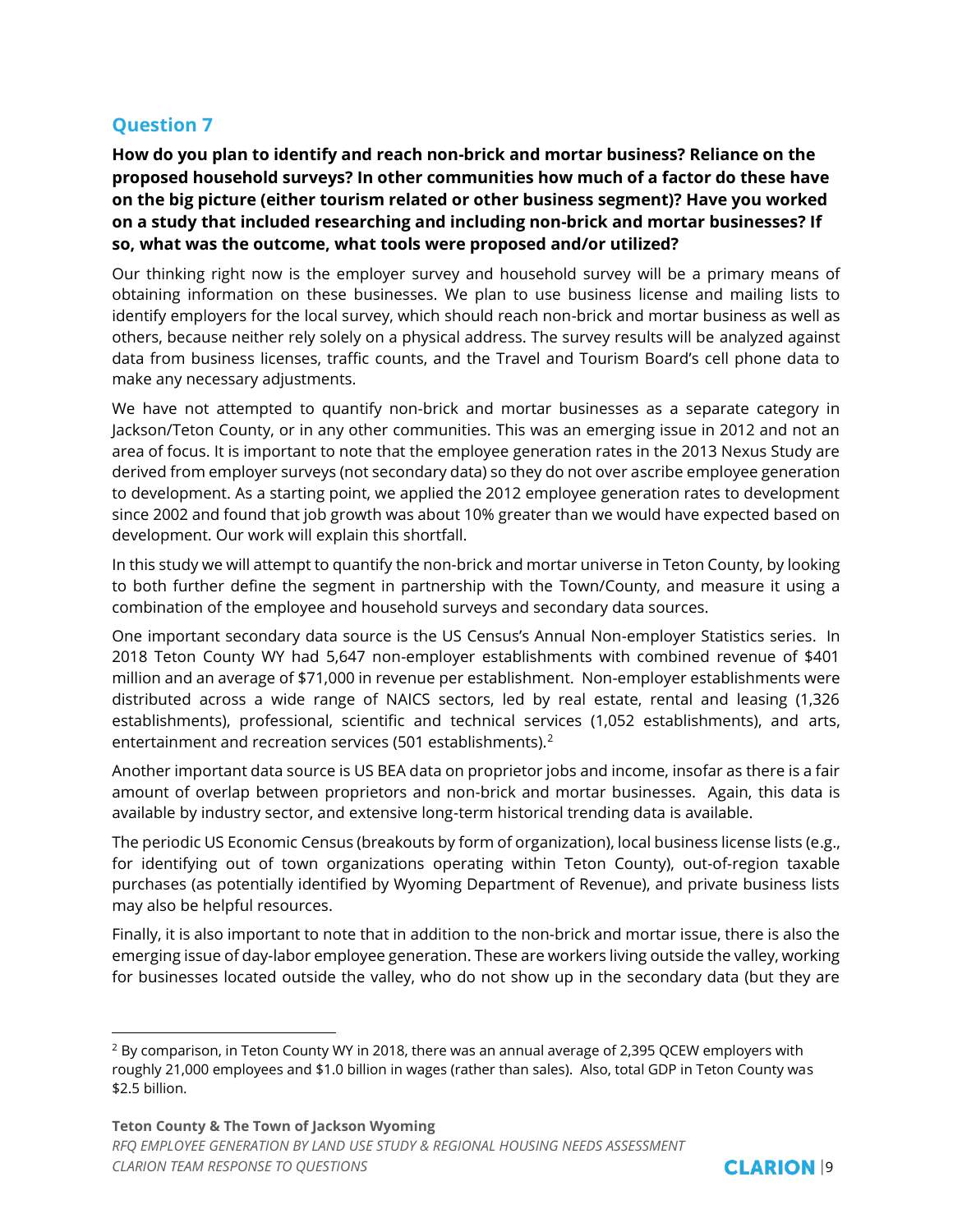## Question 7

**How do you plan to identify and reach non-brick and mortar business? Reliance on the proposed household surveys? In other communities how much of a factor do these have on the big picture (either tourism related or other business segment)? Have you worked on a study that included researching and including non-brick and mortar businesses? If so, what was the outcome, what tools were proposed and/or utilized?**

Our thinking right now is the employer survey and household survey will be a primary means of obtaining information on these businesses. We plan to use business license and mailing lists to identify employers for the local survey, which should reach non-brick and mortar business as well as others, because neither rely solely on a physical address. The survey results will be analyzed against data from business licenses, traffic counts, and the Travel and Tourism Board's cell phone data to make any necessary adjustments.

We have not attempted to quantify non-brick and mortar businesses as a separate category in Jackson/Teton County, or in any other communities. This was an emerging issue in 2012 and not an area of focus. It is important to note that the employee generation rates in the 2013 Nexus Study are derived from employer surveys (not secondary data) so they do not over ascribe employee generation to development. As a starting point, we applied the 2012 employee generation rates to development since 2002 and found that job growth was about 10% greater than we would have expected based on development. Our work will explain this shortfall.

In this study we will attempt to quantify the non-brick and mortar universe in Teton County, by looking to both further define the segment in partnership with the Town/County, and measure it using a combination of the employee and household surveys and secondary data sources.

One important secondary data source is the US Census's Annual Non-employer Statistics series. In 2018 Teton County WY had 5,647 non-employer establishments with combined revenue of $401 million and an average of $71,000 in revenue per establishment. Non-employer establishments were distributed across a wide range of NAICS sectors, led by real estate, rental and leasing (1,326 establishments), professional, scientific and technical services (1,052 establishments), and arts, entertainment and recreation services (501 establishments).[2]

Another important data source is US BEA data on proprietor jobs and income, insofar as there is a fair amount of overlap between proprietors and non-brick and mortar businesses. Again, this data is available by industry sector, and extensive long-term historical trending data is available.

The periodic US Economic Census (breakouts by form of organization), local business license lists (e.g., for identifying out of town organizations operating within Teton County), out-of-region taxable purchases (as potentially identified by Wyoming Department of Revenue), and private business lists may also be helpful resources.

Finally, it is also important to note that in addition to the non-brick and mortar issue, there is also the emerging issue of day-labor employee generation. These are workers living outside the valley, working for businesses located outside the valley, who do not show up in the secondary data (but they are

[2] By comparison, in Teton County WY in 2018, there was an annual average of 2,395 QCEW employers with roughly 21,000 employees and $1.0 billion in wages (rather than sales). Also, total GDP in Teton County was $2.5 billion.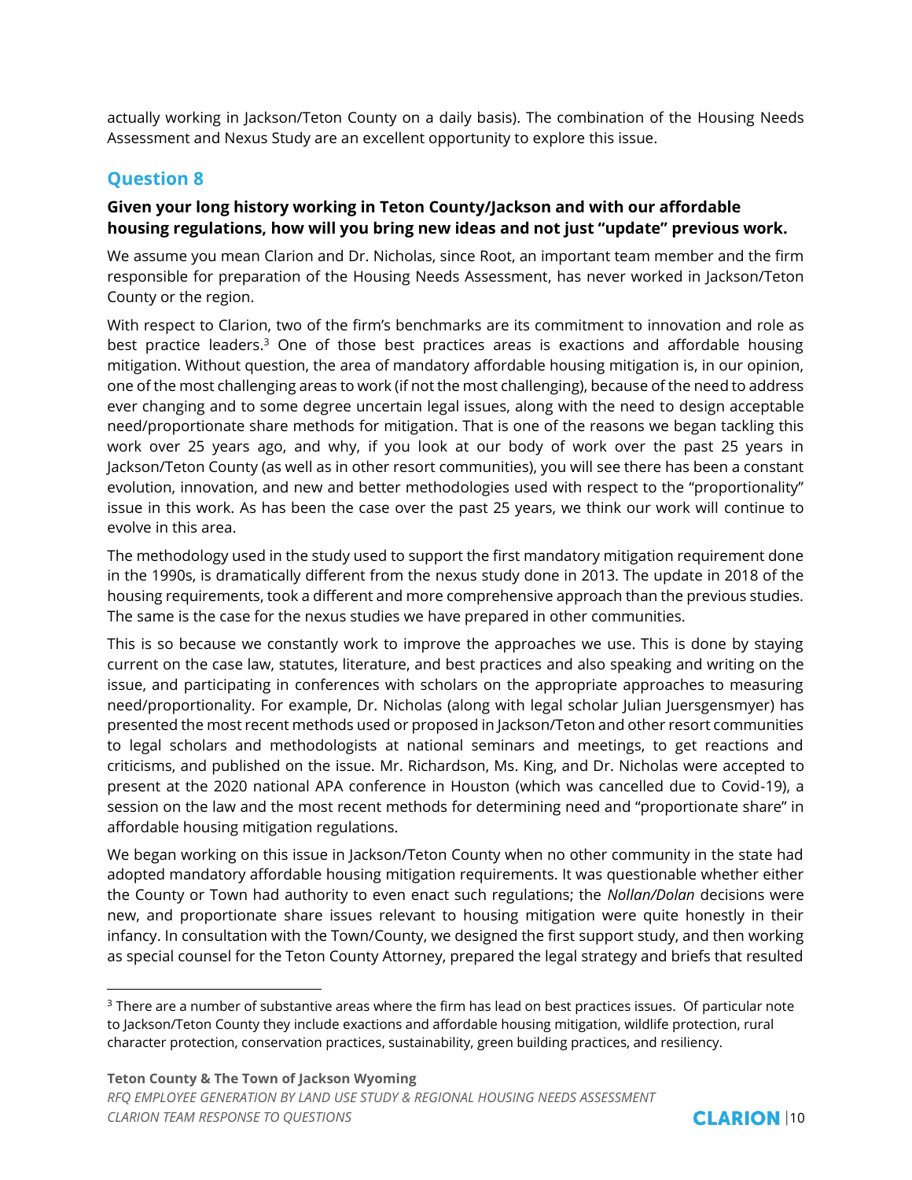actually working in Jackson/Teton County on a daily basis). The combination of the Housing Needs Assessment and Nexus Study are an excellent opportunity to explore this issue.

## Question 8

**Given your long history working in Teton County/Jackson and with our affordable housing regulations, how will you bring new ideas and not just "update" previous work.**

We assume you mean Clarion and Dr. Nicholas, since Root, an important team member and the firm responsible for preparation of the Housing Needs Assessment, has never worked in Jackson/Teton County or the region.

With respect to Clarion, two of the firm's benchmarks are its commitment to innovation and role as best practice leaders.[3] One of those best practices areas is exactions and affordable housing mitigation. Without question, the area of mandatory affordable housing mitigation is, in our opinion, one of the most challenging areas to work (if not the most challenging), because of the need to address ever changing and to some degree uncertain legal issues, along with the need to design acceptable need/proportionate share methods for mitigation. That is one of the reasons we began tackling this work over 25 years ago, and why, if you look at our body of work over the past 25 years in Jackson/Teton County (as well as in other resort communities), you will see there has been a constant evolution, innovation, and new and better methodologies used with respect to the "proportionality" issue in this work. As has been the case over the past 25 years, we think our work will continue to evolve in this area.

The methodology used in the study used to support the first mandatory mitigation requirement done in the 1990s, is dramatically different from the nexus study done in 2013. The update in 2018 of the housing requirements, took a different and more comprehensive approach than the previous studies. The same is the case for the nexus studies we have prepared in other communities.

This is so because we constantly work to improve the approaches we use. This is done by staying current on the case law, statutes, literature, and best practices and also speaking and writing on the issue, and participating in conferences with scholars on the appropriate approaches to measuring need/proportionality. For example, Dr. Nicholas (along with legal scholar Julian Juersgensmyer) has presented the most recent methods used or proposed in Jackson/Teton and other resort communities to legal scholars and methodologists at national seminars and meetings, to get reactions and criticisms, and published on the issue. Mr. Richardson, Ms. King, and Dr. Nicholas were accepted to present at the 2020 national APA conference in Houston (which was cancelled due to Covid-19), a session on the law and the most recent methods for determining need and "proportionate share" in affordable housing mitigation regulations.

We began working on this issue in Jackson/Teton County when no other community in the state had adopted mandatory affordable housing mitigation requirements. It was questionable whether either the County or Town had authority to even enact such regulations; the *Nollan/Dolan* decisions were new, and proportionate share issues relevant to housing mitigation were quite honestly in their infancy. In consultation with the Town/County, we designed the first support study, and then working as special counsel for the Teton County Attorney, prepared the legal strategy and briefs that resulted

[3] There are a number of substantive areas where the firm has lead on best practices issues. Of particular note to Jackson/Teton County they include exactions and affordable housing mitigation, wildlife protection, rural character protection, conservation practices, sustainability, green building practices, and resiliency.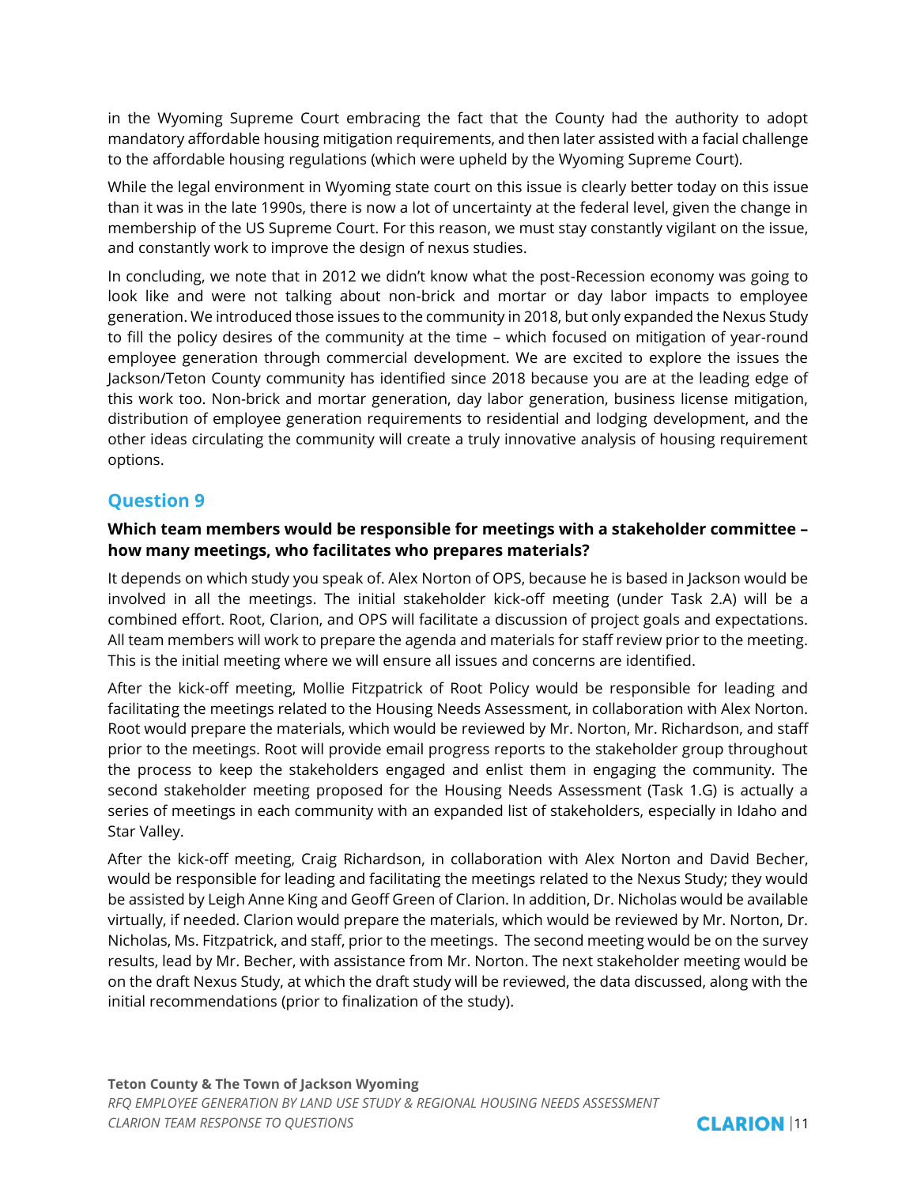in the Wyoming Supreme Court embracing the fact that the County had the authority to adopt mandatory affordable housing mitigation requirements, and then later assisted with a facial challenge to the affordable housing regulations (which were upheld by the Wyoming Supreme Court).

While the legal environment in Wyoming state court on this issue is clearly better today on this issue than it was in the late 1990s, there is now a lot of uncertainty at the federal level, given the change in membership of the US Supreme Court. For this reason, we must stay constantly vigilant on the issue, and constantly work to improve the design of nexus studies.

In concluding, we note that in 2012 we didn't know what the post-Recession economy was going to look like and were not talking about non-brick and mortar or day labor impacts to employee generation. We introduced those issues to the community in 2018, but only expanded the Nexus Study to fill the policy desires of the community at the time – which focused on mitigation of year-round employee generation through commercial development. We are excited to explore the issues the Jackson/Teton County community has identified since 2018 because you are at the leading edge of this work too. Non-brick and mortar generation, day labor generation, business license mitigation, distribution of employee generation requirements to residential and lodging development, and the other ideas circulating the community will create a truly innovative analysis of housing requirement options.

## Question 9

**Which team members would be responsible for meetings with a stakeholder committee – how many meetings, who facilitates who prepares materials?**

It depends on which study you speak of. Alex Norton of OPS, because he is based in Jackson would be involved in all the meetings. The initial stakeholder kick-off meeting (under Task 2.A) will be a combined effort. Root, Clarion, and OPS will facilitate a discussion of project goals and expectations. All team members will work to prepare the agenda and materials for staff review prior to the meeting. This is the initial meeting where we will ensure all issues and concerns are identified.

After the kick-off meeting, Mollie Fitzpatrick of Root Policy would be responsible for leading and facilitating the meetings related to the Housing Needs Assessment, in collaboration with Alex Norton. Root would prepare the materials, which would be reviewed by Mr. Norton, Mr. Richardson, and staff prior to the meetings. Root will provide email progress reports to the stakeholder group throughout the process to keep the stakeholders engaged and enlist them in engaging the community. The second stakeholder meeting proposed for the Housing Needs Assessment (Task 1.G) is actually a series of meetings in each community with an expanded list of stakeholders, especially in Idaho and Star Valley.

After the kick-off meeting, Craig Richardson, in collaboration with Alex Norton and David Becher, would be responsible for leading and facilitating the meetings related to the Nexus Study; they would be assisted by Leigh Anne King and Geoff Green of Clarion. In addition, Dr. Nicholas would be available virtually, if needed. Clarion would prepare the materials, which would be reviewed by Mr. Norton, Dr. Nicholas, Ms. Fitzpatrick, and staff, prior to the meetings. The second meeting would be on the survey results, lead by Mr. Becher, with assistance from Mr. Norton. The next stakeholder meeting would be on the draft Nexus Study, at which the draft study will be reviewed, the data discussed, along with the initial recommendations (prior to finalization of the study).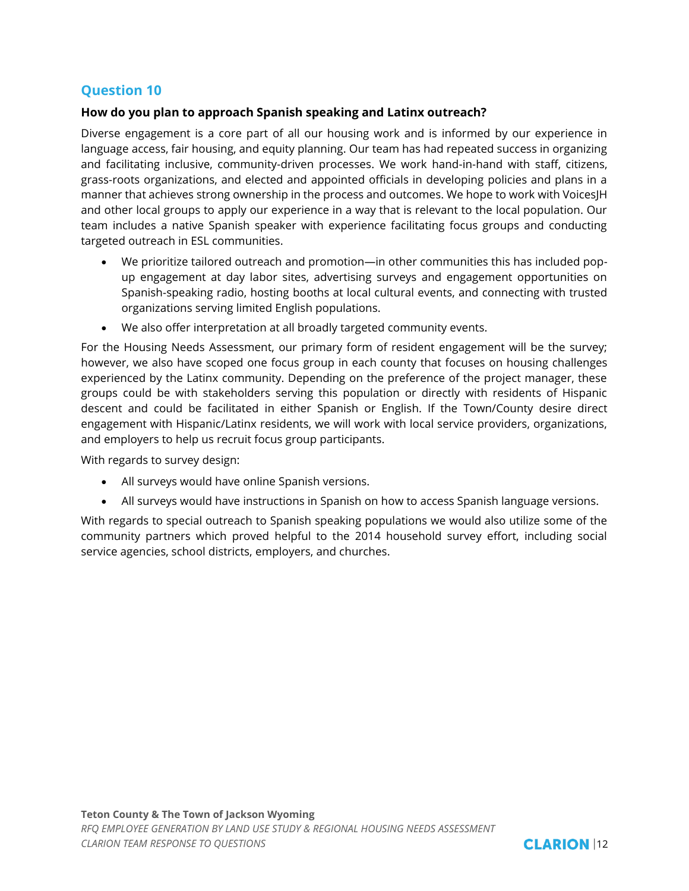## Question 10

**How do you plan to approach Spanish speaking and Latinx outreach?**

Diverse engagement is a core part of all our housing work and is informed by our experience in language access, fair housing, and equity planning. Our team has had repeated success in organizing and facilitating inclusive, community-driven processes. We work hand-in-hand with staff, citizens, grass-roots organizations, and elected and appointed officials in developing policies and plans in a manner that achieves strong ownership in the process and outcomes. We hope to work with VoicesJH and other local groups to apply our experience in a way that is relevant to the local population. Our team includes a native Spanish speaker with experience facilitating focus groups and conducting targeted outreach in ESL communities.

- We prioritize tailored outreach and promotion—in other communities this has included pop-up engagement at day labor sites, advertising surveys and engagement opportunities on Spanish-speaking radio, hosting booths at local cultural events, and connecting with trusted organizations serving limited English populations.
- We also offer interpretation at all broadly targeted community events.

For the Housing Needs Assessment, our primary form of resident engagement will be the survey; however, we also have scoped one focus group in each county that focuses on housing challenges experienced by the Latinx community. Depending on the preference of the project manager, these groups could be with stakeholders serving this population or directly with residents of Hispanic descent and could be facilitated in either Spanish or English. If the Town/County desire direct engagement with Hispanic/Latinx residents, we will work with local service providers, organizations, and employers to help us recruit focus group participants.

With regards to survey design:

- All surveys would have online Spanish versions.
- All surveys would have instructions in Spanish on how to access Spanish language versions.

With regards to special outreach to Spanish speaking populations we would also utilize some of the community partners which proved helpful to the 2014 household survey effort, including social service agencies, school districts, employers, and churches.